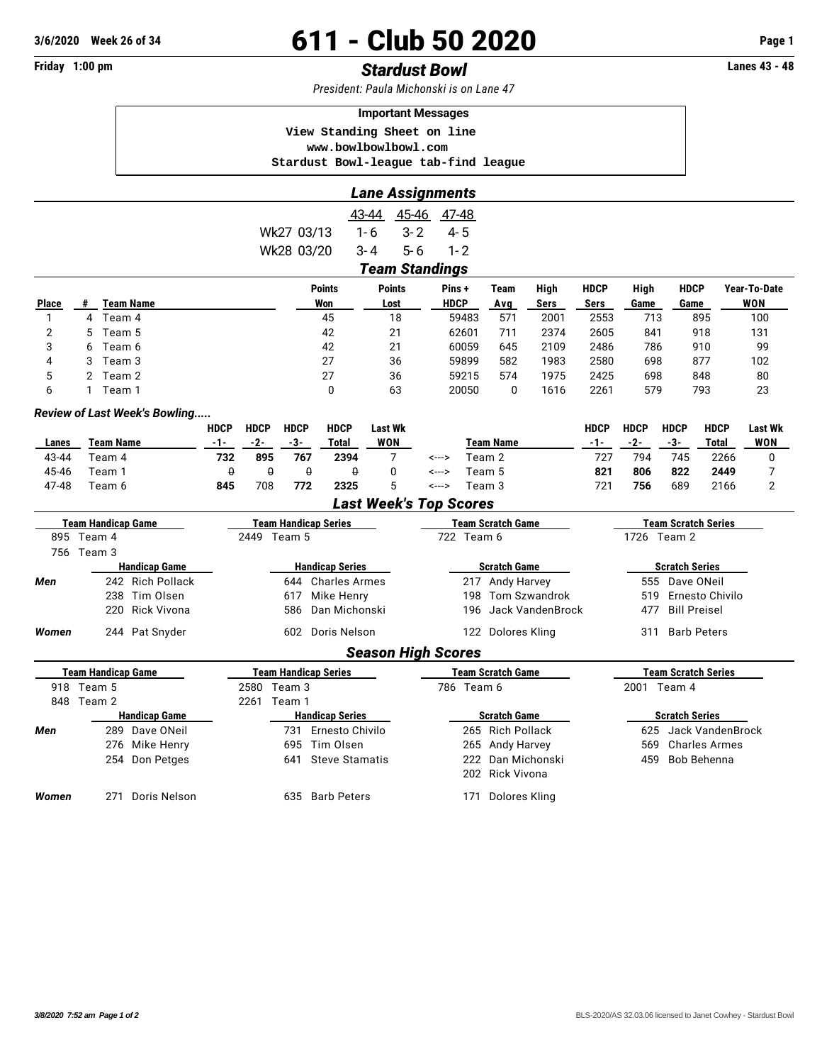# 611 - Club 50 2020

3/6/2020 Week 26 of 34

Friday 1:00 pm

## *Stardust Bowl*

Lanes 43 - 48

*President: Paula Michonski is on Lane 47*

**Important Messages**

View Standing Sheet on line
www.bowlbowlbowl.com
Stardust Bowl-league tab-find league

## *Lane Assignments*

| | 43-44 | 45-46 | 47-48 |
|---|---|---|---|
| Wk27 03/13 | 1- 6 | 3- 2 | 4- 5 |
| Wk28 03/20 | 3- 4 | 5- 6 | 1- 2 |

## *Team Standings*

| Place | # | Team Name | Points Won | Points Lost | Pins + HDCP | Team Avg | High Sers | HDCP Sers | High Game | HDCP Game | Year-To-Date WON |
|---|---|---|---|---|---|---|---|---|---|---|---|
| 1 | 4 | Team 4 | 45 | 18 | 59483 | 571 | 2001 | 2553 | 713 | 895 | 100 |
| 2 | 5 | Team 5 | 42 | 21 | 62601 | 711 | 2374 | 2605 | 841 | 918 | 131 |
| 3 | 6 | Team 6 | 42 | 21 | 60059 | 645 | 2109 | 2486 | 786 | 910 | 99 |
| 4 | 3 | Team 3 | 27 | 36 | 59899 | 582 | 1983 | 2580 | 698 | 877 | 102 |
| 5 | 2 | Team 2 | 27 | 36 | 59215 | 574 | 1975 | 2425 | 698 | 848 | 80 |
| 6 | 1 | Team 1 | 0 | 63 | 20050 | 0 | 1616 | 2261 | 579 | 793 | 23 |

### *Review of Last Week's Bowling.....*

| Lanes | Team Name | HDCP -1- | HDCP -2- | HDCP -3- | HDCP Total | Last Wk WON | | Team Name | HDCP -1- | HDCP -2- | HDCP -3- | HDCP Total | Last Wk WON |
|---|---|---|---|---|---|---|---|---|---|---|---|---|---|
| 43-44 | Team 4 | **732** | **895** | **767** | **2394** | 7 | <---> | Team 2 | 727 | 794 | 745 | 2266 | 0 |
| 45-46 | Team 1 | 0 | 0 | 0 | 0 | 0 | <---> | Team 5 | **821** | **806** | **822** | **2449** | 7 |
| 47-48 | Team 6 | **845** | 708 | **772** | **2325** | 5 | <---> | Team 3 | 721 | **756** | 689 | 2166 | 2 |

## *Last Week's Top Scores*

| | Team Handicap Game | Team Handicap Series | Team Scratch Game | Team Scratch Series |
|---|---|---|---|---|
| | 895 Team 4 | 2449 Team 5 | 722 Team 6 | 1726 Team 2 |
| | 756 Team 3 | | | |
| | **Handicap Game** | **Handicap Series** | **Scratch Game** | **Scratch Series** |
| *Men* | 242 Rich Pollack | 644 Charles Armes | 217 Andy Harvey | 555 Dave ONeil |
| | 238 Tim Olsen | 617 Mike Henry | 198 Tom Szwandrok | 519 Ernesto Chivilo |
| | 220 Rick Vivona | 586 Dan Michonski | 196 Jack VandenBrock | 477 Bill Preisel |
| *Women* | 244 Pat Snyder | 602 Doris Nelson | 122 Dolores Kling | 311 Barb Peters |

## *Season High Scores*

| | Team Handicap Game | Team Handicap Series | Team Scratch Game | Team Scratch Series |
|---|---|---|---|---|
| | 918 Team 5 | 2580 Team 3 | 786 Team 6 | 2001 Team 4 |
| | 848 Team 2 | 2261 Team 1 | | |
| | **Handicap Game** | **Handicap Series** | **Scratch Game** | **Scratch Series** |
| *Men* | 289 Dave ONeil | 731 Ernesto Chivilo | 265 Rich Pollack | 625 Jack VandenBrock |
| | 276 Mike Henry | 695 Tim Olsen | 265 Andy Harvey | 569 Charles Armes |
| | 254 Don Petges | 641 Steve Stamatis | 222 Dan Michonski | 459 Bob Behenna |
| | | | 202 Rick Vivona | |
| *Women* | 271 Doris Nelson | 635 Barb Peters | 171 Dolores Kling | |

*3/8/2020 7:52 am Page 1 of 2* BLS-2020/AS 32.03.06 licensed to Janet Cowhey - Stardust Bowl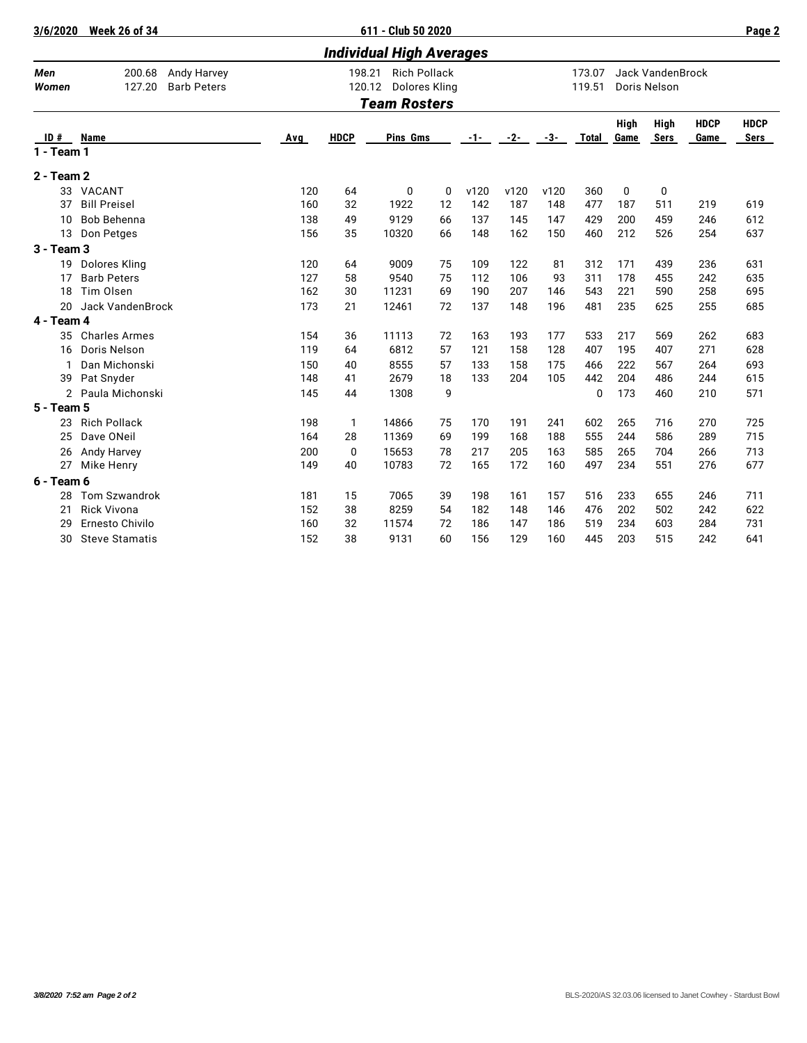## Individual High Averages

| | | | | | | |
|---|---|---|---|---|---|---|
| **Men** | 200.68 | Andy Harvey | 198.21 | Rich Pollack | 173.07 | Jack VandenBrock |
| **Women** | 127.20 | Barb Peters | 120.12 | Dolores Kling | 119.51 | Doris Nelson |

## Team Rosters

| ID # | Name | Avg | HDCP | Pins | Gms | -1- | -2- | -3- | Total | High Game | High Sers | HDCP Game | HDCP Sers |
|---|---|---|---|---|---|---|---|---|---|---|---|---|---|
| **1 - Team 1** | | | | | | | | | | | | | |
| **2 - Team 2** | | | | | | | | | | | | | |
| 33 | VACANT | 120 | 64 | 0 | 0 | v120 | v120 | v120 | 360 | 0 | 0 | | |
| 37 | Bill Preisel | 160 | 32 | 1922 | 12 | 142 | 187 | 148 | 477 | 187 | 511 | 219 | 619 |
| 10 | Bob Behenna | 138 | 49 | 9129 | 66 | 137 | 145 | 147 | 429 | 200 | 459 | 246 | 612 |
| 13 | Don Petges | 156 | 35 | 10320 | 66 | 148 | 162 | 150 | 460 | 212 | 526 | 254 | 637 |
| **3 - Team 3** | | | | | | | | | | | | | |
| 19 | Dolores Kling | 120 | 64 | 9009 | 75 | 109 | 122 | 81 | 312 | 171 | 439 | 236 | 631 |
| 17 | Barb Peters | 127 | 58 | 9540 | 75 | 112 | 106 | 93 | 311 | 178 | 455 | 242 | 635 |
| 18 | Tim Olsen | 162 | 30 | 11231 | 69 | 190 | 207 | 146 | 543 | 221 | 590 | 258 | 695 |
| 20 | Jack VandenBrock | 173 | 21 | 12461 | 72 | 137 | 148 | 196 | 481 | 235 | 625 | 255 | 685 |
| **4 - Team 4** | | | | | | | | | | | | | |
| 35 | Charles Armes | 154 | 36 | 11113 | 72 | 163 | 193 | 177 | 533 | 217 | 569 | 262 | 683 |
| 16 | Doris Nelson | 119 | 64 | 6812 | 57 | 121 | 158 | 128 | 407 | 195 | 407 | 271 | 628 |
| 1 | Dan Michonski | 150 | 40 | 8555 | 57 | 133 | 158 | 175 | 466 | 222 | 567 | 264 | 693 |
| 39 | Pat Snyder | 148 | 41 | 2679 | 18 | 133 | 204 | 105 | 442 | 204 | 486 | 244 | 615 |
| 2 | Paula Michonski | 145 | 44 | 1308 | 9 | | | | 0 | 173 | 460 | 210 | 571 |
| **5 - Team 5** | | | | | | | | | | | | | |
| 23 | Rich Pollack | 198 | 1 | 14866 | 75 | 170 | 191 | 241 | 602 | 265 | 716 | 270 | 725 |
| 25 | Dave ONeil | 164 | 28 | 11369 | 69 | 199 | 168 | 188 | 555 | 244 | 586 | 289 | 715 |
| 26 | Andy Harvey | 200 | 0 | 15653 | 78 | 217 | 205 | 163 | 585 | 265 | 704 | 266 | 713 |
| 27 | Mike Henry | 149 | 40 | 10783 | 72 | 165 | 172 | 160 | 497 | 234 | 551 | 276 | 677 |
| **6 - Team 6** | | | | | | | | | | | | | |
| 28 | Tom Szwandrok | 181 | 15 | 7065 | 39 | 198 | 161 | 157 | 516 | 233 | 655 | 246 | 711 |
| 21 | Rick Vivona | 152 | 38 | 8259 | 54 | 182 | 148 | 146 | 476 | 202 | 502 | 242 | 622 |
| 29 | Ernesto Chivilo | 160 | 32 | 11574 | 72 | 186 | 147 | 186 | 519 | 234 | 603 | 284 | 731 |
| 30 | Steve Stamatis | 152 | 38 | 9131 | 60 | 156 | 129 | 160 | 445 | 203 | 515 | 242 | 641 |